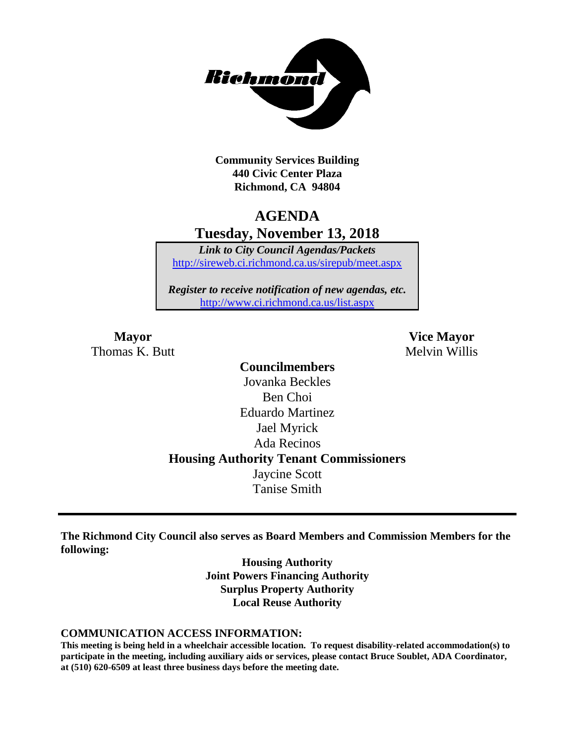**Community Services Building**
**440 Civic Center Plaza**
**Richmond, CA 94804**

# AGENDA
## Tuesday, November 13, 2018

*Link to City Council Agendas/Packets*
http://sireweb.ci.richmond.ca.us/sirepub/meet.aspx

*Register to receive notification of new agendas, etc.*
http://www.ci.richmond.ca.us/list.aspx

**Mayor**
Thomas K. Butt

**Vice Mayor**
Melvin Willis

**Councilmembers**
Jovanka Beckles
Ben Choi
Eduardo Martinez
Jael Myrick
Ada Recinos

**Housing Authority Tenant Commissioners**
Jaycine Scott
Tanise Smith

---

**The Richmond City Council also serves as Board Members and Commission Members for the following:**

**Housing Authority**
**Joint Powers Financing Authority**
**Surplus Property Authority**
**Local Reuse Authority**

**COMMUNICATION ACCESS INFORMATION:**
**This meeting is being held in a wheelchair accessible location. To request disability-related accommodation(s) to participate in the meeting, including auxiliary aids or services, please contact Bruce Soublet, ADA Coordinator, at (510) 620-6509 at least three business days before the meeting date.**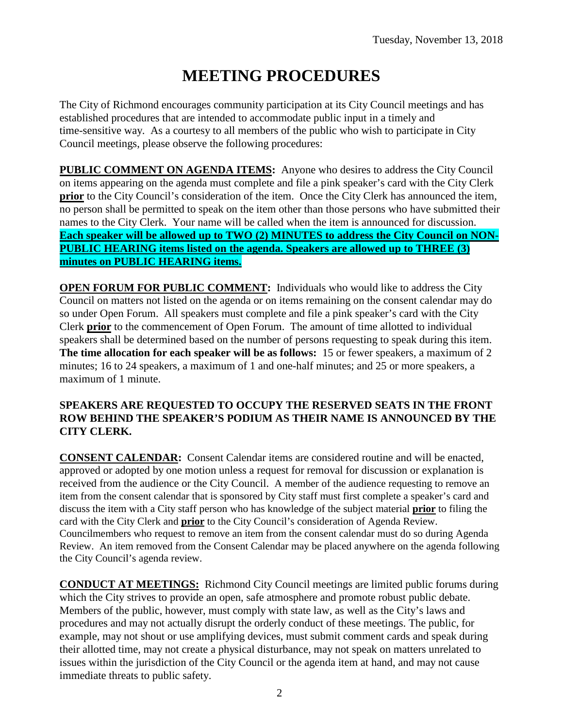# MEETING PROCEDURES

The City of Richmond encourages community participation at its City Council meetings and has established procedures that are intended to accommodate public input in a timely and time-sensitive way. As a courtesy to all members of the public who wish to participate in City Council meetings, please observe the following procedures:

**PUBLIC COMMENT ON AGENDA ITEMS:** Anyone who desires to address the City Council on items appearing on the agenda must complete and file a pink speaker's card with the City Clerk **prior** to the City Council's consideration of the item. Once the City Clerk has announced the item, no person shall be permitted to speak on the item other than those persons who have submitted their names to the City Clerk. Your name will be called when the item is announced for discussion. **Each speaker will be allowed up to TWO (2) MINUTES to address the City Council on NON-PUBLIC HEARING items listed on the agenda. Speakers are allowed up to THREE (3) minutes on PUBLIC HEARING items.**

**OPEN FORUM FOR PUBLIC COMMENT:** Individuals who would like to address the City Council on matters not listed on the agenda or on items remaining on the consent calendar may do so under Open Forum. All speakers must complete and file a pink speaker's card with the City Clerk **prior** to the commencement of Open Forum. The amount of time allotted to individual speakers shall be determined based on the number of persons requesting to speak during this item. **The time allocation for each speaker will be as follows:** 15 or fewer speakers, a maximum of 2 minutes; 16 to 24 speakers, a maximum of 1 and one-half minutes; and 25 or more speakers, a maximum of 1 minute.

**SPEAKERS ARE REQUESTED TO OCCUPY THE RESERVED SEATS IN THE FRONT ROW BEHIND THE SPEAKER'S PODIUM AS THEIR NAME IS ANNOUNCED BY THE CITY CLERK.**

**CONSENT CALENDAR:** Consent Calendar items are considered routine and will be enacted, approved or adopted by one motion unless a request for removal for discussion or explanation is received from the audience or the City Council. A member of the audience requesting to remove an item from the consent calendar that is sponsored by City staff must first complete a speaker's card and discuss the item with a City staff person who has knowledge of the subject material **prior** to filing the card with the City Clerk and **prior** to the City Council's consideration of Agenda Review. Councilmembers who request to remove an item from the consent calendar must do so during Agenda Review. An item removed from the Consent Calendar may be placed anywhere on the agenda following the City Council's agenda review.

**CONDUCT AT MEETINGS:** Richmond City Council meetings are limited public forums during which the City strives to provide an open, safe atmosphere and promote robust public debate. Members of the public, however, must comply with state law, as well as the City's laws and procedures and may not actually disrupt the orderly conduct of these meetings. The public, for example, may not shout or use amplifying devices, must submit comment cards and speak during their allotted time, may not create a physical disturbance, may not speak on matters unrelated to issues within the jurisdiction of the City Council or the agenda item at hand, and may not cause immediate threats to public safety.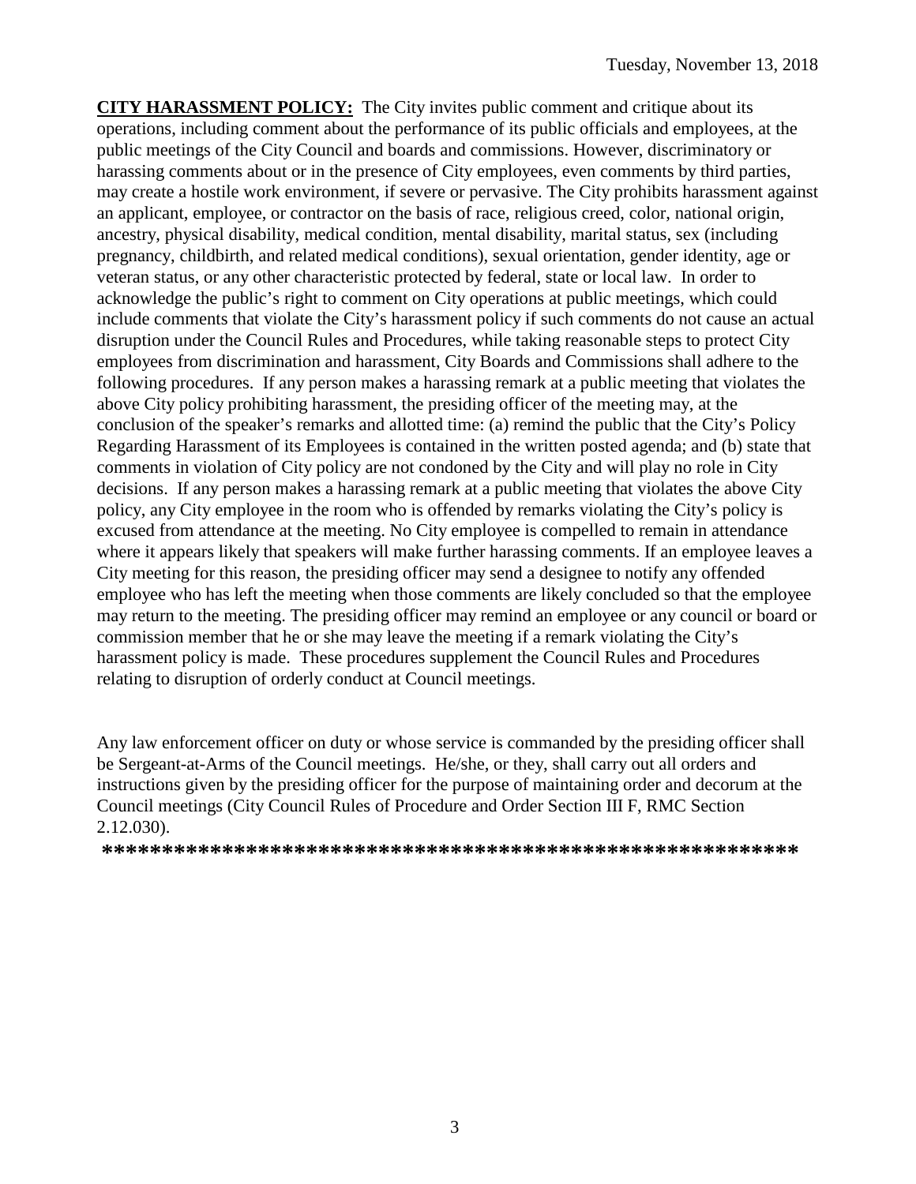Tuesday, November 13, 2018

**CITY HARASSMENT POLICY:** The City invites public comment and critique about its operations, including comment about the performance of its public officials and employees, at the public meetings of the City Council and boards and commissions. However, discriminatory or harassing comments about or in the presence of City employees, even comments by third parties, may create a hostile work environment, if severe or pervasive. The City prohibits harassment against an applicant, employee, or contractor on the basis of race, religious creed, color, national origin, ancestry, physical disability, medical condition, mental disability, marital status, sex (including pregnancy, childbirth, and related medical conditions), sexual orientation, gender identity, age or veteran status, or any other characteristic protected by federal, state or local law. In order to acknowledge the public's right to comment on City operations at public meetings, which could include comments that violate the City's harassment policy if such comments do not cause an actual disruption under the Council Rules and Procedures, while taking reasonable steps to protect City employees from discrimination and harassment, City Boards and Commissions shall adhere to the following procedures. If any person makes a harassing remark at a public meeting that violates the above City policy prohibiting harassment, the presiding officer of the meeting may, at the conclusion of the speaker's remarks and allotted time: (a) remind the public that the City's Policy Regarding Harassment of its Employees is contained in the written posted agenda; and (b) state that comments in violation of City policy are not condoned by the City and will play no role in City decisions. If any person makes a harassing remark at a public meeting that violates the above City policy, any City employee in the room who is offended by remarks violating the City's policy is excused from attendance at the meeting. No City employee is compelled to remain in attendance where it appears likely that speakers will make further harassing comments. If an employee leaves a City meeting for this reason, the presiding officer may send a designee to notify any offended employee who has left the meeting when those comments are likely concluded so that the employee may return to the meeting. The presiding officer may remind an employee or any council or board or commission member that he or she may leave the meeting if a remark violating the City's harassment policy is made. These procedures supplement the Council Rules and Procedures relating to disruption of orderly conduct at Council meetings.

Any law enforcement officer on duty or whose service is commanded by the presiding officer shall be Sergeant-at-Arms of the Council meetings. He/she, or they, shall carry out all orders and instructions given by the presiding officer for the purpose of maintaining order and decorum at the Council meetings (City Council Rules of Procedure and Order Section III F, RMC Section 2.12.030).

**********************************************************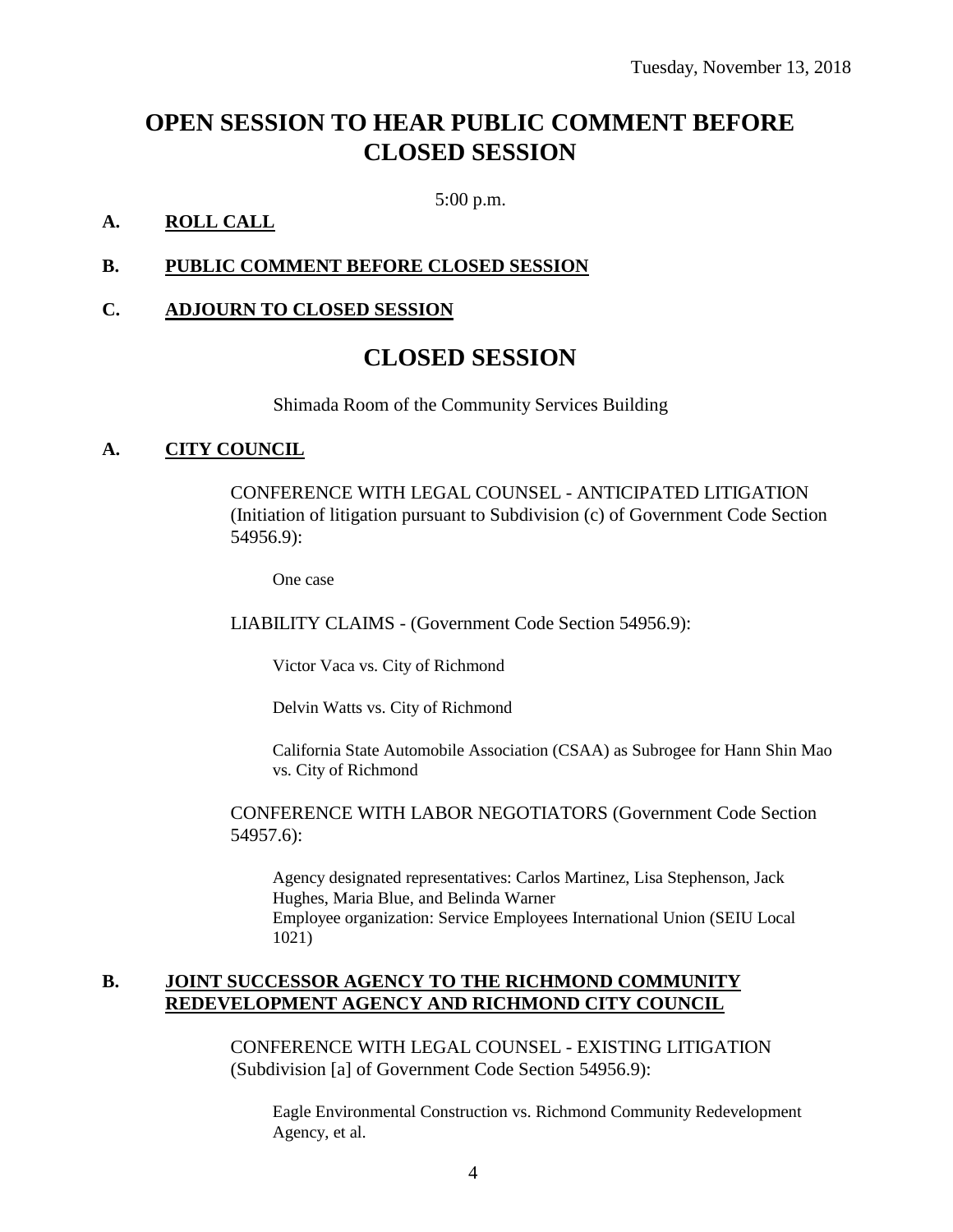Tuesday, November 13, 2018

# OPEN SESSION TO HEAR PUBLIC COMMENT BEFORE CLOSED SESSION

5:00 p.m.

**A. ROLL CALL**

**B. PUBLIC COMMENT BEFORE CLOSED SESSION**

**C. ADJOURN TO CLOSED SESSION**

# CLOSED SESSION

Shimada Room of the Community Services Building

**A. CITY COUNCIL**

CONFERENCE WITH LEGAL COUNSEL - ANTICIPATED LITIGATION (Initiation of litigation pursuant to Subdivision (c) of Government Code Section 54956.9):

One case

LIABILITY CLAIMS - (Government Code Section 54956.9):

Victor Vaca vs. City of Richmond

Delvin Watts vs. City of Richmond

California State Automobile Association (CSAA) as Subrogee for Hann Shin Mao vs. City of Richmond

CONFERENCE WITH LABOR NEGOTIATORS (Government Code Section 54957.6):

Agency designated representatives: Carlos Martinez, Lisa Stephenson, Jack Hughes, Maria Blue, and Belinda Warner
Employee organization: Service Employees International Union (SEIU Local 1021)

**B. JOINT SUCCESSOR AGENCY TO THE RICHMOND COMMUNITY REDEVELOPMENT AGENCY AND RICHMOND CITY COUNCIL**

CONFERENCE WITH LEGAL COUNSEL - EXISTING LITIGATION (Subdivision [a] of Government Code Section 54956.9):

Eagle Environmental Construction vs. Richmond Community Redevelopment Agency, et al.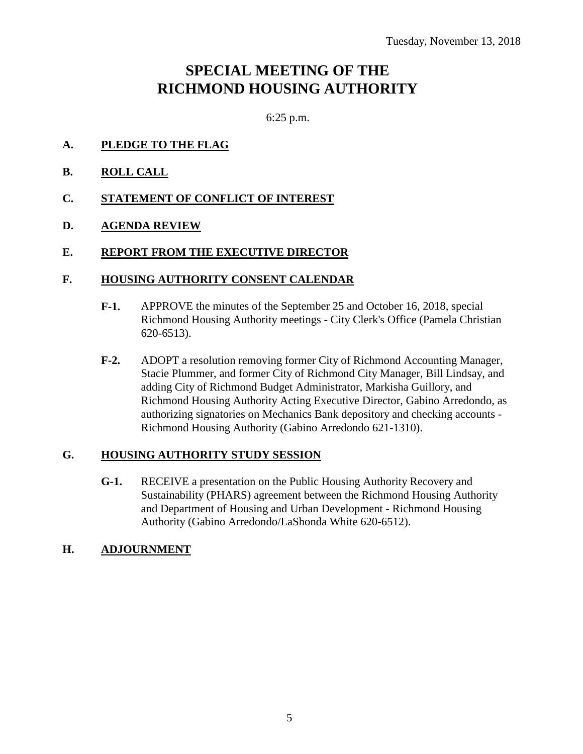Tuesday, November 13, 2018

# SPECIAL MEETING OF THE RICHMOND HOUSING AUTHORITY

6:25 p.m.

**A. PLEDGE TO THE FLAG**

**B. ROLL CALL**

**C. STATEMENT OF CONFLICT OF INTEREST**

**D. AGENDA REVIEW**

**E. REPORT FROM THE EXECUTIVE DIRECTOR**

**F. HOUSING AUTHORITY CONSENT CALENDAR**

**F-1.** APPROVE the minutes of the September 25 and October 16, 2018, special Richmond Housing Authority meetings - City Clerk's Office (Pamela Christian 620-6513).

**F-2.** ADOPT a resolution removing former City of Richmond Accounting Manager, Stacie Plummer, and former City of Richmond City Manager, Bill Lindsay, and adding City of Richmond Budget Administrator, Markisha Guillory, and Richmond Housing Authority Acting Executive Director, Gabino Arredondo, as authorizing signatories on Mechanics Bank depository and checking accounts - Richmond Housing Authority (Gabino Arredondo 621-1310).

**G. HOUSING AUTHORITY STUDY SESSION**

**G-1.** RECEIVE a presentation on the Public Housing Authority Recovery and Sustainability (PHARS) agreement between the Richmond Housing Authority and Department of Housing and Urban Development - Richmond Housing Authority (Gabino Arredondo/LaShonda White 620-6512).

**H. ADJOURNMENT**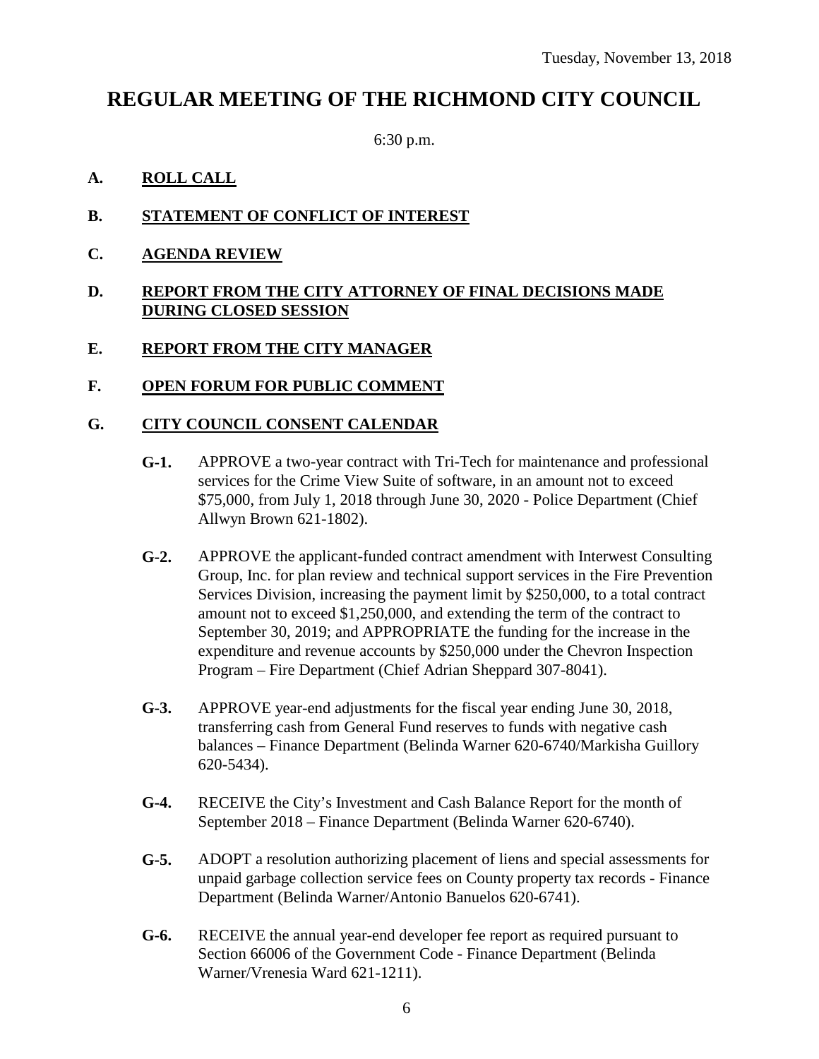Tuesday, November 13, 2018

# REGULAR MEETING OF THE RICHMOND CITY COUNCIL

6:30 p.m.

**A. ROLL CALL**

**B. STATEMENT OF CONFLICT OF INTEREST**

**C. AGENDA REVIEW**

**D. REPORT FROM THE CITY ATTORNEY OF FINAL DECISIONS MADE DURING CLOSED SESSION**

**E. REPORT FROM THE CITY MANAGER**

**F. OPEN FORUM FOR PUBLIC COMMENT**

**G. CITY COUNCIL CONSENT CALENDAR**

**G-1.** APPROVE a two-year contract with Tri-Tech for maintenance and professional services for the Crime View Suite of software, in an amount not to exceed $75,000, from July 1, 2018 through June 30, 2020 - Police Department (Chief Allwyn Brown 621-1802).

**G-2.** APPROVE the applicant-funded contract amendment with Interwest Consulting Group, Inc. for plan review and technical support services in the Fire Prevention Services Division, increasing the payment limit by $250,000, to a total contract amount not to exceed $1,250,000, and extending the term of the contract to September 30, 2019; and APPROPRIATE the funding for the increase in the expenditure and revenue accounts by $250,000 under the Chevron Inspection Program – Fire Department (Chief Adrian Sheppard 307-8041).

**G-3.** APPROVE year-end adjustments for the fiscal year ending June 30, 2018, transferring cash from General Fund reserves to funds with negative cash balances – Finance Department (Belinda Warner 620-6740/Markisha Guillory 620-5434).

**G-4.** RECEIVE the City's Investment and Cash Balance Report for the month of September 2018 – Finance Department (Belinda Warner 620-6740).

**G-5.** ADOPT a resolution authorizing placement of liens and special assessments for unpaid garbage collection service fees on County property tax records - Finance Department (Belinda Warner/Antonio Banuelos 620-6741).

**G-6.** RECEIVE the annual year-end developer fee report as required pursuant to Section 66006 of the Government Code - Finance Department (Belinda Warner/Vrenesia Ward 621-1211).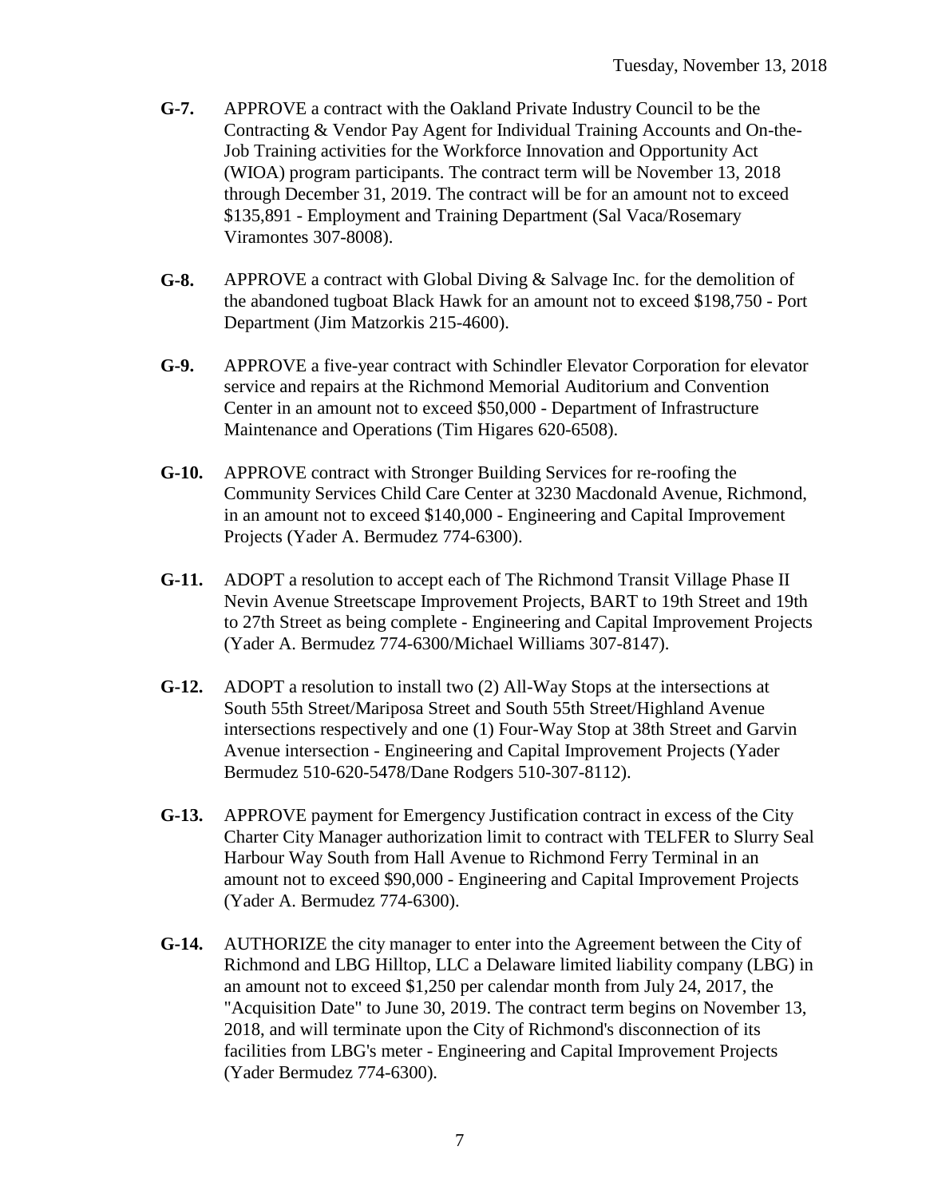**G-7.** APPROVE a contract with the Oakland Private Industry Council to be the Contracting & Vendor Pay Agent for Individual Training Accounts and On-the-Job Training activities for the Workforce Innovation and Opportunity Act (WIOA) program participants. The contract term will be November 13, 2018 through December 31, 2019. The contract will be for an amount not to exceed $135,891 - Employment and Training Department (Sal Vaca/Rosemary Viramontes 307-8008).

**G-8.** APPROVE a contract with Global Diving & Salvage Inc. for the demolition of the abandoned tugboat Black Hawk for an amount not to exceed $198,750 - Port Department (Jim Matzorkis 215-4600).

**G-9.** APPROVE a five-year contract with Schindler Elevator Corporation for elevator service and repairs at the Richmond Memorial Auditorium and Convention Center in an amount not to exceed $50,000 - Department of Infrastructure Maintenance and Operations (Tim Higares 620-6508).

**G-10.** APPROVE contract with Stronger Building Services for re-roofing the Community Services Child Care Center at 3230 Macdonald Avenue, Richmond, in an amount not to exceed $140,000 - Engineering and Capital Improvement Projects (Yader A. Bermudez 774-6300).

**G-11.** ADOPT a resolution to accept each of The Richmond Transit Village Phase II Nevin Avenue Streetscape Improvement Projects, BART to 19th Street and 19th to 27th Street as being complete - Engineering and Capital Improvement Projects (Yader A. Bermudez 774-6300/Michael Williams 307-8147).

**G-12.** ADOPT a resolution to install two (2) All-Way Stops at the intersections at South 55th Street/Mariposa Street and South 55th Street/Highland Avenue intersections respectively and one (1) Four-Way Stop at 38th Street and Garvin Avenue intersection - Engineering and Capital Improvement Projects (Yader Bermudez 510-620-5478/Dane Rodgers 510-307-8112).

**G-13.** APPROVE payment for Emergency Justification contract in excess of the City Charter City Manager authorization limit to contract with TELFER to Slurry Seal Harbour Way South from Hall Avenue to Richmond Ferry Terminal in an amount not to exceed $90,000 - Engineering and Capital Improvement Projects (Yader A. Bermudez 774-6300).

**G-14.** AUTHORIZE the city manager to enter into the Agreement between the City of Richmond and LBG Hilltop, LLC a Delaware limited liability company (LBG) in an amount not to exceed $1,250 per calendar month from July 24, 2017, the "Acquisition Date" to June 30, 2019. The contract term begins on November 13, 2018, and will terminate upon the City of Richmond's disconnection of its facilities from LBG's meter - Engineering and Capital Improvement Projects (Yader Bermudez 774-6300).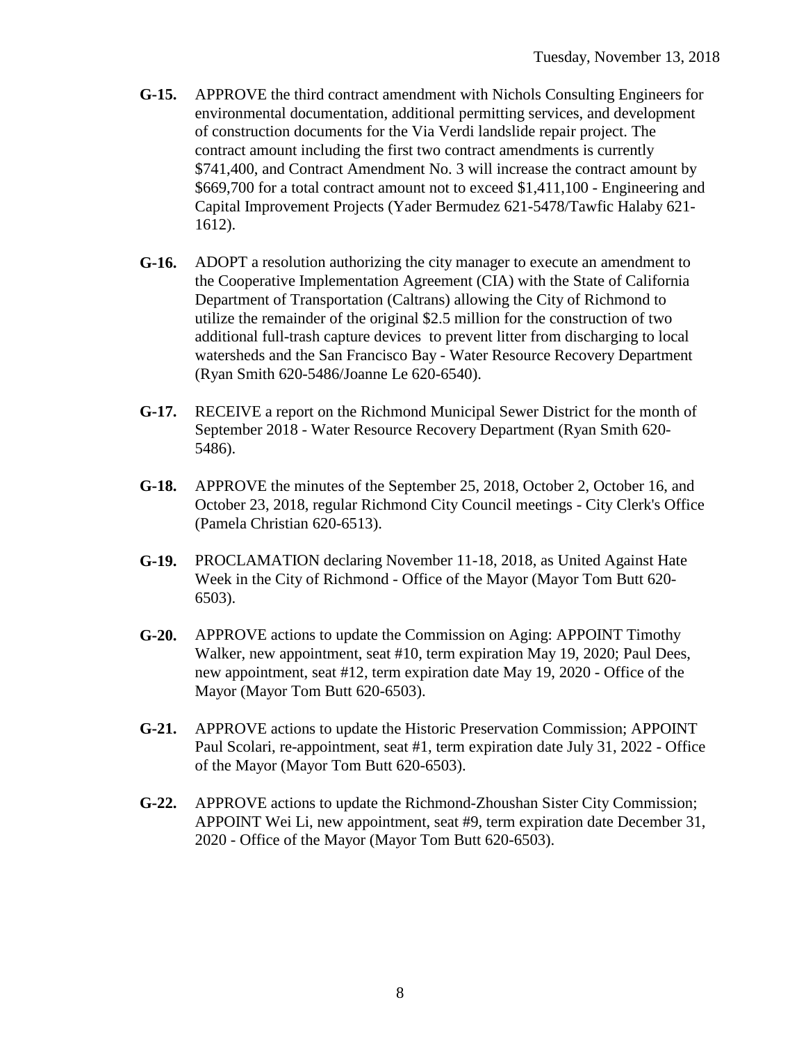**G-15.** APPROVE the third contract amendment with Nichols Consulting Engineers for environmental documentation, additional permitting services, and development of construction documents for the Via Verdi landslide repair project. The contract amount including the first two contract amendments is currently $741,400, and Contract Amendment No. 3 will increase the contract amount by $669,700 for a total contract amount not to exceed $1,411,100 - Engineering and Capital Improvement Projects (Yader Bermudez 621-5478/Tawfic Halaby 621-1612).

**G-16.** ADOPT a resolution authorizing the city manager to execute an amendment to the Cooperative Implementation Agreement (CIA) with the State of California Department of Transportation (Caltrans) allowing the City of Richmond to utilize the remainder of the original $2.5 million for the construction of two additional full-trash capture devices to prevent litter from discharging to local watersheds and the San Francisco Bay - Water Resource Recovery Department (Ryan Smith 620-5486/Joanne Le 620-6540).

**G-17.** RECEIVE a report on the Richmond Municipal Sewer District for the month of September 2018 - Water Resource Recovery Department (Ryan Smith 620-5486).

**G-18.** APPROVE the minutes of the September 25, 2018, October 2, October 16, and October 23, 2018, regular Richmond City Council meetings - City Clerk's Office (Pamela Christian 620-6513).

**G-19.** PROCLAMATION declaring November 11-18, 2018, as United Against Hate Week in the City of Richmond - Office of the Mayor (Mayor Tom Butt 620-6503).

**G-20.** APPROVE actions to update the Commission on Aging: APPOINT Timothy Walker, new appointment, seat #10, term expiration May 19, 2020; Paul Dees, new appointment, seat #12, term expiration date May 19, 2020 - Office of the Mayor (Mayor Tom Butt 620-6503).

**G-21.** APPROVE actions to update the Historic Preservation Commission; APPOINT Paul Scolari, re-appointment, seat #1, term expiration date July 31, 2022 - Office of the Mayor (Mayor Tom Butt 620-6503).

**G-22.** APPROVE actions to update the Richmond-Zhoushan Sister City Commission; APPOINT Wei Li, new appointment, seat #9, term expiration date December 31, 2020 - Office of the Mayor (Mayor Tom Butt 620-6503).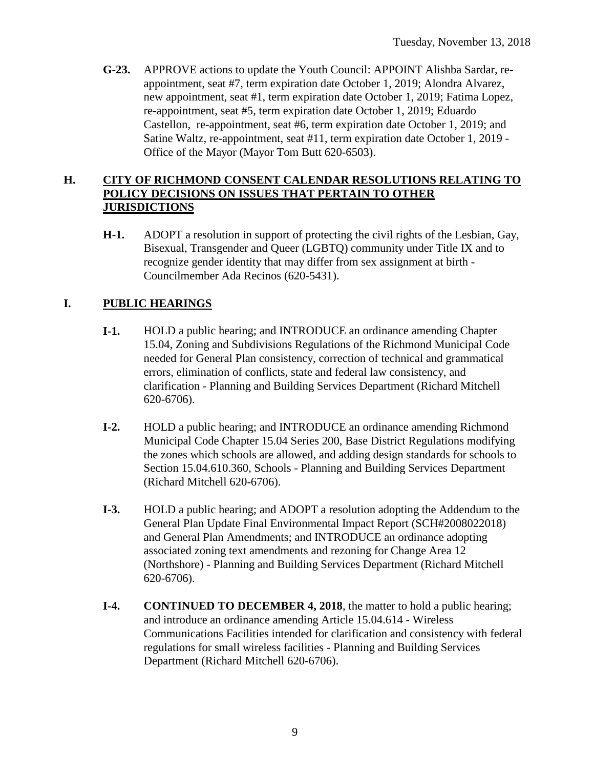**G-23.** APPROVE actions to update the Youth Council: APPOINT Alishba Sardar, re-appointment, seat #7, term expiration date October 1, 2019; Alondra Alvarez, new appointment, seat #1, term expiration date October 1, 2019; Fatima Lopez, re-appointment, seat #5, term expiration date October 1, 2019; Eduardo Castellon, re-appointment, seat #6, term expiration date October 1, 2019; and Satine Waltz, re-appointment, seat #11, term expiration date October 1, 2019 - Office of the Mayor (Mayor Tom Butt 620-6503).

## H. CITY OF RICHMOND CONSENT CALENDAR RESOLUTIONS RELATING TO POLICY DECISIONS ON ISSUES THAT PERTAIN TO OTHER JURISDICTIONS

**H-1.** ADOPT a resolution in support of protecting the civil rights of the Lesbian, Gay, Bisexual, Transgender and Queer (LGBTQ) community under Title IX and to recognize gender identity that may differ from sex assignment at birth - Councilmember Ada Recinos (620-5431).

## I. PUBLIC HEARINGS

**I-1.** HOLD a public hearing; and INTRODUCE an ordinance amending Chapter 15.04, Zoning and Subdivisions Regulations of the Richmond Municipal Code needed for General Plan consistency, correction of technical and grammatical errors, elimination of conflicts, state and federal law consistency, and clarification - Planning and Building Services Department (Richard Mitchell 620-6706).

**I-2.** HOLD a public hearing; and INTRODUCE an ordinance amending Richmond Municipal Code Chapter 15.04 Series 200, Base District Regulations modifying the zones which schools are allowed, and adding design standards for schools to Section 15.04.610.360, Schools - Planning and Building Services Department (Richard Mitchell 620-6706).

**I-3.** HOLD a public hearing; and ADOPT a resolution adopting the Addendum to the General Plan Update Final Environmental Impact Report (SCH#2008022018) and General Plan Amendments; and INTRODUCE an ordinance adopting associated zoning text amendments and rezoning for Change Area 12 (Northshore) - Planning and Building Services Department (Richard Mitchell 620-6706).

**I-4.** **CONTINUED TO DECEMBER 4, 2018**, the matter to hold a public hearing; and introduce an ordinance amending Article 15.04.614 - Wireless Communications Facilities intended for clarification and consistency with federal regulations for small wireless facilities - Planning and Building Services Department (Richard Mitchell 620-6706).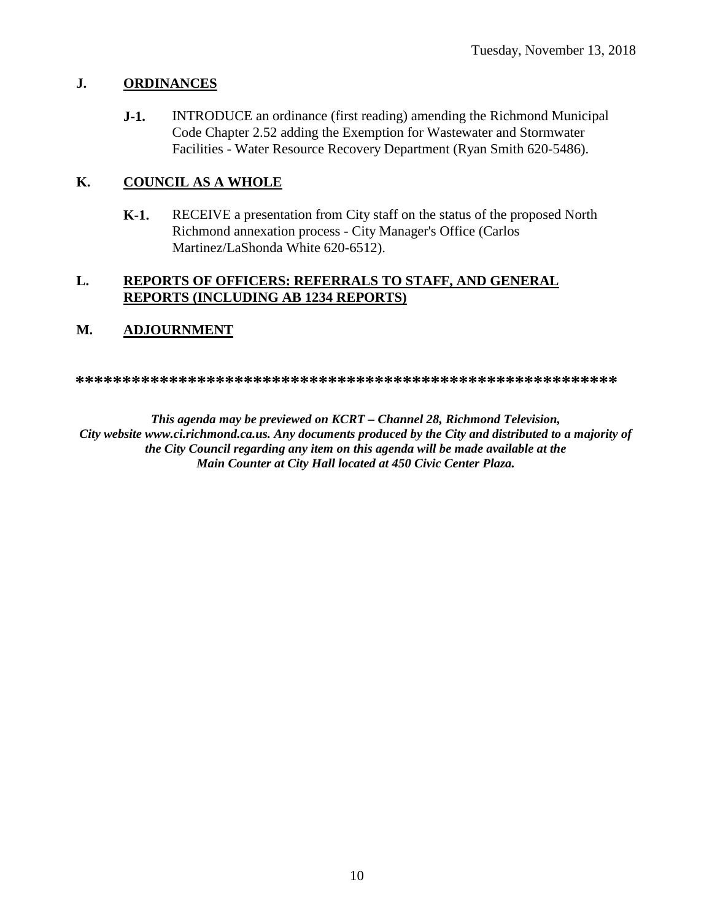## J. ORDINANCES

**J-1.** INTRODUCE an ordinance (first reading) amending the Richmond Municipal Code Chapter 2.52 adding the Exemption for Wastewater and Stormwater Facilities - Water Resource Recovery Department (Ryan Smith 620-5486).

## K. COUNCIL AS A WHOLE

**K-1.** RECEIVE a presentation from City staff on the status of the proposed North Richmond annexation process - City Manager's Office (Carlos Martinez/LaShonda White 620-6512).

## L. REPORTS OF OFFICERS: REFERRALS TO STAFF, AND GENERAL REPORTS (INCLUDING AB 1234 REPORTS)

## M. ADJOURNMENT

**********************************************************

***This agenda may be previewed on KCRT – Channel 28, Richmond Television, City website www.ci.richmond.ca.us. Any documents produced by the City and distributed to a majority of the City Council regarding any item on this agenda will be made available at the Main Counter at City Hall located at 450 Civic Center Plaza.***